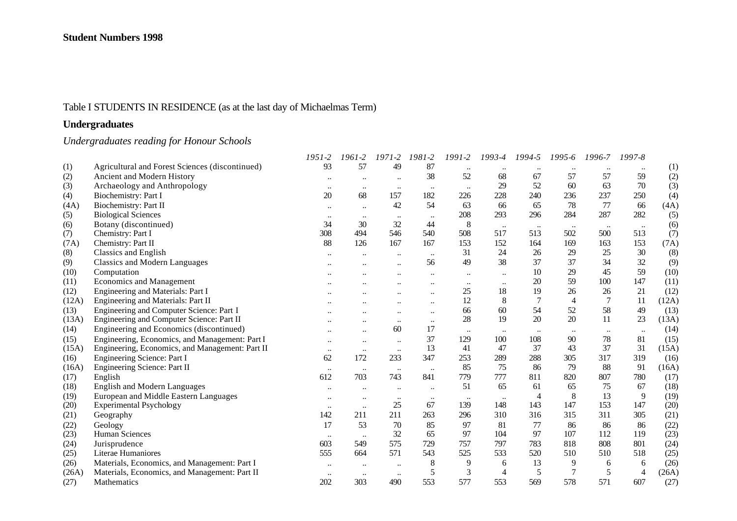**Student Numbers 1998**

Table I STUDENTS IN RESIDENCE (as at the last day of Michaelmas Term)

## Undergraduates

*Undergraduates reading for Honour Schools*

| | | *1951-2* | *1961-2* | *1971-2* | *1981-2* | *1991-2* | *1993-4* | *1994-5* | *1995-6* | *1996-7* | *1997-8* | |
|---|---|---|---|---|---|---|---|---|---|---|---|---|
| (1) | Agricultural and Forest Sciences (discontinued) | 93 | 57 | 49 | 87 | .. | .. | .. | .. | .. | .. | (1) |
| (2) | Ancient and Modern History | .. | .. | .. | 38 | 52 | 68 | 67 | 57 | 57 | 59 | (2) |
| (3) | Archaeology and Anthropology | .. | .. | .. | .. | .. | 29 | 52 | 60 | 63 | 70 | (3) |
| (4) | Biochemistry: Part I | 20 | 68 | 157 | 182 | 226 | 228 | 240 | 236 | 237 | 250 | (4) |
| (4A) | Biochemistry: Part II | .. | .. | 42 | 54 | 63 | 66 | 65 | 78 | 77 | 66 | (4A) |
| (5) | Biological Sciences | .. | .. | .. | .. | 208 | 293 | 296 | 284 | 287 | 282 | (5) |
| (6) | Botany (discontinued) | 34 | 30 | 32 | 44 | 8 | .. | .. | .. | .. | .. | (6) |
| (7) | Chemistry: Part I | 308 | 494 | 546 | 540 | 508 | 517 | 513 | 502 | 500 | 513 | (7) |
| (7A) | Chemistry: Part II | 88 | 126 | 167 | 167 | 153 | 152 | 164 | 169 | 163 | 153 | (7A) |
| (8) | Classics and English | .. | .. | .. | .. | 31 | 24 | 26 | 29 | 25 | 30 | (8) |
| (9) | Classics and Modern Languages | .. | .. | .. | 56 | 49 | 38 | 37 | 37 | 34 | 32 | (9) |
| (10) | Computation | .. | .. | .. | .. | .. | .. | 10 | 29 | 45 | 59 | (10) |
| (11) | Economics and Management | .. | .. | .. | .. | .. | .. | 20 | 59 | 100 | 147 | (11) |
| (12) | Engineering and Materials: Part I | .. | .. | .. | .. | 25 | 18 | 19 | 26 | 26 | 21 | (12) |
| (12A) | Engineering and Materials: Part II | .. | .. | .. | .. | 12 | 8 | 7 | 4 | 7 | 11 | (12A) |
| (13) | Engineering and Computer Science: Part I | .. | .. | .. | .. | 66 | 60 | 54 | 52 | 58 | 49 | (13) |
| (13A) | Engineering and Computer Science: Part II | .. | .. | .. | .. | 28 | 19 | 20 | 20 | 11 | 23 | (13A) |
| (14) | Engineering and Economics (discontinued) | .. | .. | 60 | 17 | .. | .. | .. | .. | .. | .. | (14) |
| (15) | Engineering, Economics, and Management: Part I | .. | .. | .. | 37 | 129 | 100 | 108 | 90 | 78 | 81 | (15) |
| (15A) | Engineering, Economics, and Management: Part II | .. | .. | .. | 13 | 41 | 47 | 37 | 43 | 37 | 31 | (15A) |
| (16) | Engineering Science: Part I | 62 | 172 | 233 | 347 | 253 | 289 | 288 | 305 | 317 | 319 | (16) |
| (16A) | Engineering Science: Part II | .. | .. | .. | .. | 85 | 75 | 86 | 79 | 88 | 91 | (16A) |
| (17) | English | 612 | 703 | 743 | 841 | 779 | 777 | 811 | 820 | 807 | 780 | (17) |
| (18) | English and Modern Languages | .. | .. | .. | .. | 51 | 65 | 61 | 65 | 75 | 67 | (18) |
| (19) | European and Middle Eastern Languages | .. | .. | .. | .. | .. | .. | 4 | 8 | 13 | 9 | (19) |
| (20) | Experimental Psychology | .. | .. | 25 | 67 | 139 | 148 | 143 | 147 | 153 | 147 | (20) |
| (21) | Geography | 142 | 211 | 211 | 263 | 296 | 310 | 316 | 315 | 311 | 305 | (21) |
| (22) | Geology | 17 | 53 | 70 | 85 | 97 | 81 | 77 | 86 | 86 | 86 | (22) |
| (23) | Human Sciences | .. | .. | 32 | 65 | 97 | 104 | 97 | 107 | 112 | 119 | (23) |
| (24) | Jurisprudence | 603 | 549 | 575 | 729 | 757 | 797 | 783 | 818 | 808 | 801 | (24) |
| (25) | Literae Humaniores | 555 | 664 | 571 | 543 | 525 | 533 | 520 | 510 | 510 | 518 | (25) |
| (26) | Materials, Economics, and Management: Part I | .. | .. | .. | 8 | 9 | 6 | 13 | 9 | 6 | 6 | (26) |
| (26A) | Materials, Economics, and Management: Part II | .. | .. | .. | 5 | 3 | 4 | 5 | 7 | 5 | 4 | (26A) |
| (27) | Mathematics | 202 | 303 | 490 | 553 | 577 | 553 | 569 | 578 | 571 | 607 | (27) |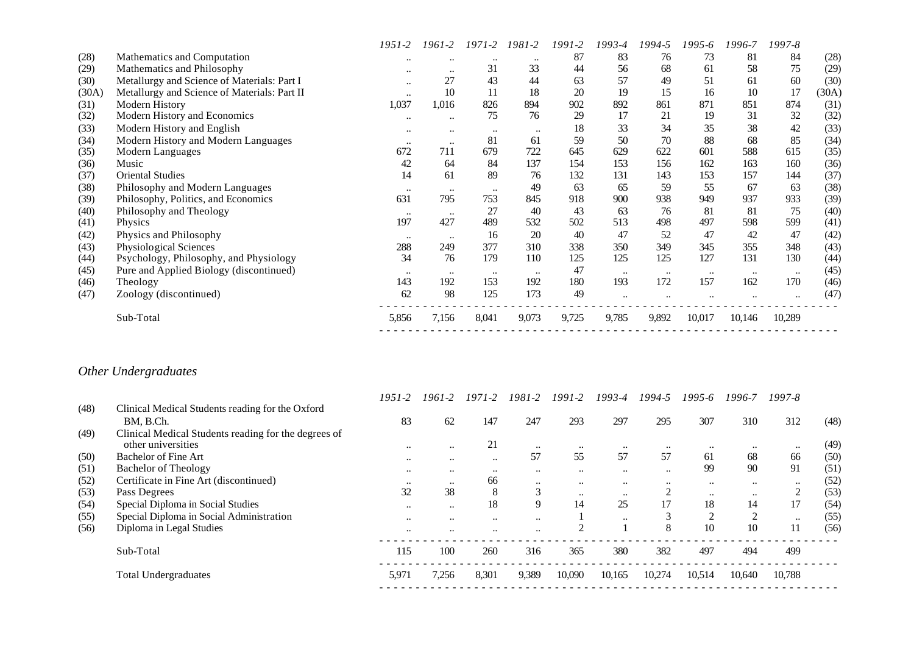| | | 1951-2 | 1961-2 | 1971-2 | 1981-2 | 1991-2 | 1993-4 | 1994-5 | 1995-6 | 1996-7 | 1997-8 | |
|---|---|---|---|---|---|---|---|---|---|---|---|---|
| (28) | Mathematics and Computation | .. | .. | .. | .. | 87 | 83 | 76 | 73 | 81 | 84 | (28) |
| (29) | Mathematics and Philosophy | .. | .. | 31 | 33 | 44 | 56 | 68 | 61 | 58 | 75 | (29) |
| (30) | Metallurgy and Science of Materials: Part I | .. | 27 | 43 | 44 | 63 | 57 | 49 | 51 | 61 | 60 | (30) |
| (30A) | Metallurgy and Science of Materials: Part II | .. | 10 | 11 | 18 | 20 | 19 | 15 | 16 | 10 | 17 | (30A) |
| (31) | Modern History | 1,037 | 1,016 | 826 | 894 | 902 | 892 | 861 | 871 | 851 | 874 | (31) |
| (32) | Modern History and Economics | .. | .. | 75 | 76 | 29 | 17 | 21 | 19 | 31 | 32 | (32) |
| (33) | Modern History and English | .. | .. | .. | .. | 18 | 33 | 34 | 35 | 38 | 42 | (33) |
| (34) | Modern History and Modern Languages | .. | .. | 81 | 61 | 59 | 50 | 70 | 88 | 68 | 85 | (34) |
| (35) | Modern Languages | 672 | 711 | 679 | 722 | 645 | 629 | 622 | 601 | 588 | 615 | (35) |
| (36) | Music | 42 | 64 | 84 | 137 | 154 | 153 | 156 | 162 | 163 | 160 | (36) |
| (37) | Oriental Studies | 14 | 61 | 89 | 76 | 132 | 131 | 143 | 153 | 157 | 144 | (37) |
| (38) | Philosophy and Modern Languages | .. | .. | .. | 49 | 63 | 65 | 59 | 55 | 67 | 63 | (38) |
| (39) | Philosophy, Politics, and Economics | 631 | 795 | 753 | 845 | 918 | 900 | 938 | 949 | 937 | 933 | (39) |
| (40) | Philosophy and Theology | .. | .. | 27 | 40 | 43 | 63 | 76 | 81 | 81 | 75 | (40) |
| (41) | Physics | 197 | 427 | 489 | 532 | 502 | 513 | 498 | 497 | 598 | 599 | (41) |
| (42) | Physics and Philosophy | .. | .. | 16 | 20 | 40 | 47 | 52 | 47 | 42 | 47 | (42) |
| (43) | Physiological Sciences | 288 | 249 | 377 | 310 | 338 | 350 | 349 | 345 | 355 | 348 | (43) |
| (44) | Psychology, Philosophy, and Physiology | 34 | 76 | 179 | 110 | 125 | 125 | 125 | 127 | 131 | 130 | (44) |
| (45) | Pure and Applied Biology (discontinued) | .. | .. | .. | .. | 47 | .. | .. | .. | .. | .. | (45) |
| (46) | Theology | 143 | 192 | 153 | 192 | 180 | 193 | 172 | 157 | 162 | 170 | (46) |
| (47) | Zoology (discontinued) | 62 | 98 | 125 | 173 | 49 | .. | .. | .. | .. | .. | (47) |
| | Sub-Total | 5,856 | 7,156 | 8,041 | 9,073 | 9,725 | 9,785 | 9,892 | 10,017 | 10,146 | 10,289 | |

## *Other Undergraduates*

| | | 1951-2 | 1961-2 | 1971-2 | 1981-2 | 1991-2 | 1993-4 | 1994-5 | 1995-6 | 1996-7 | 1997-8 | |
|---|---|---|---|---|---|---|---|---|---|---|---|---|
| (48) | Clinical Medical Students reading for the Oxford BM, B.Ch. | 83 | 62 | 147 | 247 | 293 | 297 | 295 | 307 | 310 | 312 | (48) |
| (49) | Clinical Medical Students reading for the degrees of other universities | .. | .. | 21 | .. | .. | .. | .. | .. | .. | .. | (49) |
| (50) | Bachelor of Fine Art | .. | .. | .. | 57 | 55 | 57 | 57 | 61 | 68 | 66 | (50) |
| (51) | Bachelor of Theology | .. | .. | .. | .. | .. | .. | .. | 99 | 90 | 91 | (51) |
| (52) | Certificate in Fine Art (discontinued) | .. | .. | 66 | .. | .. | .. | .. | .. | .. | .. | (52) |
| (53) | Pass Degrees | 32 | 38 | 8 | 3 | .. | .. | 2 | .. | .. | 2 | (53) |
| (54) | Special Diploma in Social Studies | .. | .. | 18 | 9 | 14 | 25 | 17 | 18 | 14 | 17 | (54) |
| (55) | Special Diploma in Social Administration | .. | .. | .. | .. | 1 | .. | 3 | 2 | 2 | .. | (55) |
| (56) | Diploma in Legal Studies | .. | .. | .. | .. | 2 | 1 | 8 | 10 | 10 | 11 | (56) |
| | Sub-Total | 115 | 100 | 260 | 316 | 365 | 380 | 382 | 497 | 494 | 499 | |
| | Total Undergraduates | 5,971 | 7,256 | 8,301 | 9,389 | 10,090 | 10,165 | 10,274 | 10,514 | 10,640 | 10,788 | |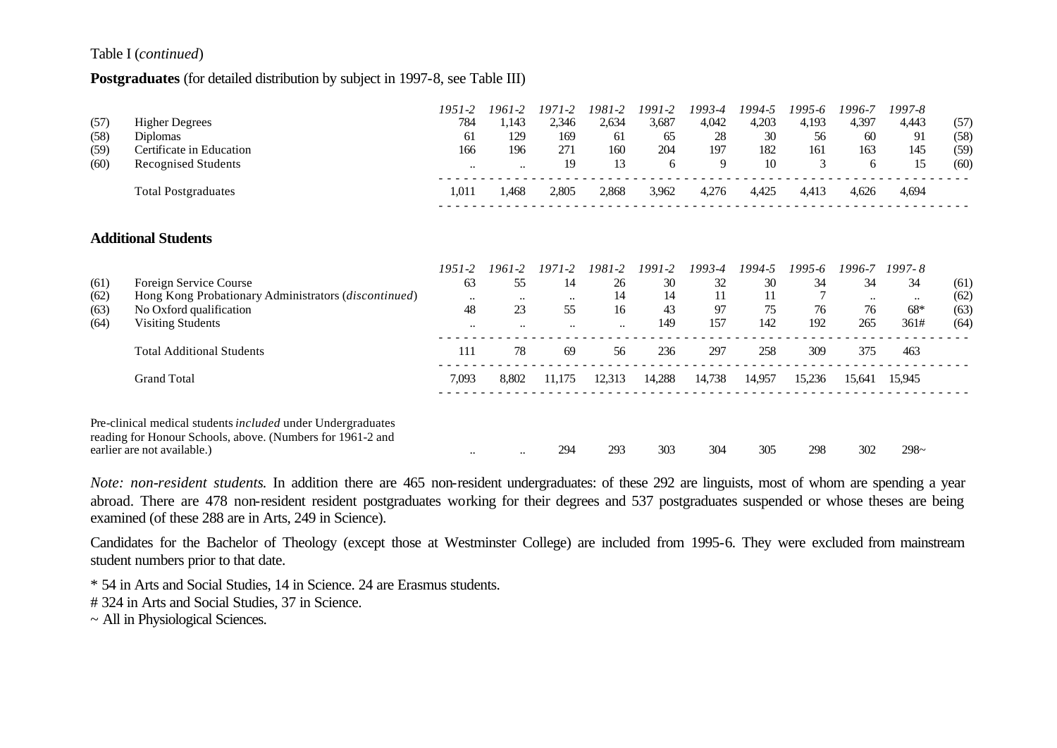Table I (*continued*)

**Postgraduates** (for detailed distribution by subject in 1997-8, see Table III)

| | | *1951-2* | *1961-2* | *1971-2* | *1981-2* | *1991-2* | *1993-4* | *1994-5* | *1995-6* | *1996-7* | *1997-8* | |
|---|---|---|---|---|---|---|---|---|---|---|---|---|
| (57) | Higher Degrees | 784 | 1,143 | 2,346 | 2,634 | 3,687 | 4,042 | 4,203 | 4,193 | 4,397 | 4,443 | (57) |
| (58) | Diplomas | 61 | 129 | 169 | 61 | 65 | 28 | 30 | 56 | 60 | 91 | (58) |
| (59) | Certificate in Education | 166 | 196 | 271 | 160 | 204 | 197 | 182 | 161 | 163 | 145 | (59) |
| (60) | Recognised Students | .. | .. | 19 | 13 | 6 | 9 | 10 | 3 | 6 | 15 | (60) |
| | Total Postgraduates | 1,011 | 1,468 | 2,805 | 2,868 | 3,962 | 4,276 | 4,425 | 4,413 | 4,626 | 4,694 | |

**Additional Students**

| | | *1951-2* | *1961-2* | *1971-2* | *1981-2* | *1991-2* | *1993-4* | *1994-5* | *1995-6* | *1996-7* | *1997-8* | |
|---|---|---|---|---|---|---|---|---|---|---|---|---|
| (61) | Foreign Service Course | 63 | 55 | 14 | 26 | 30 | 32 | 30 | 34 | 34 | 34 | (61) |
| (62) | Hong Kong Probationary Administrators (*discontinued*) | .. | .. | .. | 14 | 14 | 11 | 11 | 7 | .. | .. | (62) |
| (63) | No Oxford qualification | 48 | 23 | 55 | 16 | 43 | 97 | 75 | 76 | 76 | 68* | (63) |
| (64) | Visiting Students | .. | .. | .. | .. | 149 | 157 | 142 | 192 | 265 | 361# | (64) |
| | Total Additional Students | 111 | 78 | 69 | 56 | 236 | 297 | 258 | 309 | 375 | 463 | |
| | Grand Total | 7,093 | 8,802 | 11,175 | 12,313 | 14,288 | 14,738 | 14,957 | 15,236 | 15,641 | 15,945 | |
| | Pre-clinical medical students *included* under Undergraduates reading for Honour Schools, above. (Numbers for 1961-2 and earlier are not available.) | .. | .. | 294 | 293 | 303 | 304 | 305 | 298 | 302 | 298~ | |

*Note: non-resident students.* In addition there are 465 non-resident undergraduates: of these 292 are linguists, most of whom are spending a year abroad. There are 478 non-resident resident postgraduates working for their degrees and 537 postgraduates suspended or whose theses are being examined (of these 288 are in Arts, 249 in Science).

Candidates for the Bachelor of Theology (except those at Westminster College) are included from 1995-6. They were excluded from mainstream student numbers prior to that date.

* 54 in Arts and Social Studies, 14 in Science. 24 are Erasmus students.

# 324 in Arts and Social Studies, 37 in Science.

~ All in Physiological Sciences.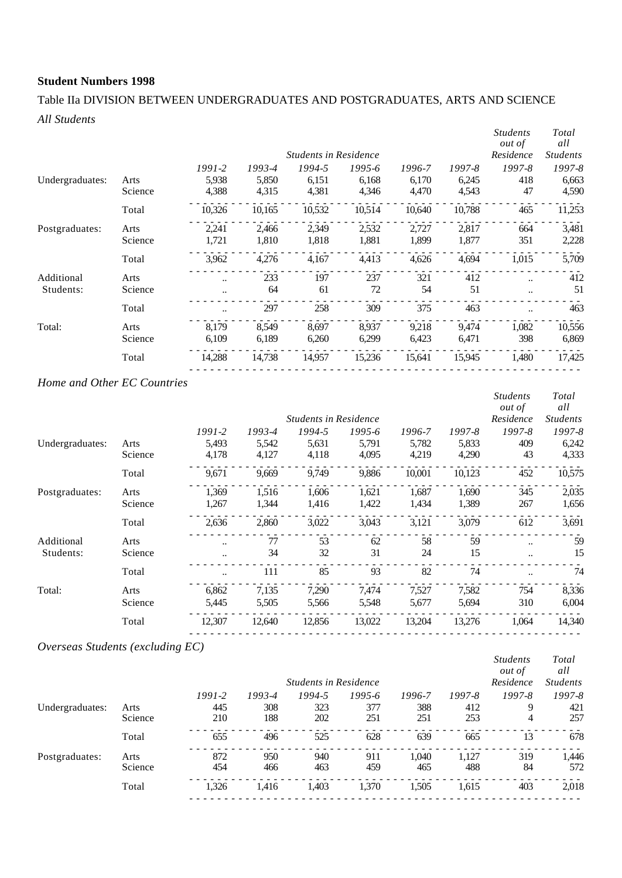**Student Numbers 1998**

Table IIa DIVISION BETWEEN UNDERGRADUATES AND POSTGRADUATES, ARTS AND SCIENCE

*All Students*

| | | *Students in Residence* | | | | | | *Students out of Residence* | *Total all Students* |
|---|---|---|---|---|---|---|---|---|---|
| | | *1991-2* | *1993-4* | *1994-5* | *1995-6* | *1996-7* | *1997-8* | *1997-8* | *1997-8* |
| Undergraduates: | Arts | 5,938 | 5,850 | 6,151 | 6,168 | 6,170 | 6,245 | 418 | 6,663 |
| | Science | 4,388 | 4,315 | 4,381 | 4,346 | 4,470 | 4,543 | 47 | 4,590 |
| | Total | 10,326 | 10,165 | 10,532 | 10,514 | 10,640 | 10,788 | 465 | 11,253 |
| Postgraduates: | Arts | 2,241 | 2,466 | 2,349 | 2,532 | 2,727 | 2,817 | 664 | 3,481 |
| | Science | 1,721 | 1,810 | 1,818 | 1,881 | 1,899 | 1,877 | 351 | 2,228 |
| | Total | 3,962 | 4,276 | 4,167 | 4,413 | 4,626 | 4,694 | 1,015 | 5,709 |
| Additional Students: | Arts | .. | 233 | 197 | 237 | 321 | 412 | .. | 412 |
| | Science | .. | 64 | 61 | 72 | 54 | 51 | .. | 51 |
| | Total | .. | 297 | 258 | 309 | 375 | 463 | .. | 463 |
| Total: | Arts | 8,179 | 8,549 | 8,697 | 8,937 | 9,218 | 9,474 | 1,082 | 10,556 |
| | Science | 6,109 | 6,189 | 6,260 | 6,299 | 6,423 | 6,471 | 398 | 6,869 |
| | Total | 14,288 | 14,738 | 14,957 | 15,236 | 15,641 | 15,945 | 1,480 | 17,425 |

*Home and Other EC Countries*

| | | *Students in Residence* | | | | | | *Students out of Residence* | *Total all Students* |
|---|---|---|---|---|---|---|---|---|---|
| | | *1991-2* | *1993-4* | *1994-5* | *1995-6* | *1996-7* | *1997-8* | *1997-8* | *1997-8* |
| Undergraduates: | Arts | 5,493 | 5,542 | 5,631 | 5,791 | 5,782 | 5,833 | 409 | 6,242 |
| | Science | 4,178 | 4,127 | 4,118 | 4,095 | 4,219 | 4,290 | 43 | 4,333 |
| | Total | 9,671 | 9,669 | 9,749 | 9,886 | 10,001 | 10,123 | 452 | 10,575 |
| Postgraduates: | Arts | 1,369 | 1,516 | 1,606 | 1,621 | 1,687 | 1,690 | 345 | 2,035 |
| | Science | 1,267 | 1,344 | 1,416 | 1,422 | 1,434 | 1,389 | 267 | 1,656 |
| | Total | 2,636 | 2,860 | 3,022 | 3,043 | 3,121 | 3,079 | 612 | 3,691 |
| Additional Students: | Arts | .. | 77 | 53 | 62 | 58 | 59 | .. | 59 |
| | Science | .. | 34 | 32 | 31 | 24 | 15 | .. | 15 |
| | Total | .. | 111 | 85 | 93 | 82 | 74 | .. | 74 |
| Total: | Arts | 6,862 | 7,135 | 7,290 | 7,474 | 7,527 | 7,582 | 754 | 8,336 |
| | Science | 5,445 | 5,505 | 5,566 | 5,548 | 5,677 | 5,694 | 310 | 6,004 |
| | Total | 12,307 | 12,640 | 12,856 | 13,022 | 13,204 | 13,276 | 1,064 | 14,340 |

*Overseas Students (excluding EC)*

| | | *Students in Residence* | | | | | | *Students out of Residence* | *Total all Students* |
|---|---|---|---|---|---|---|---|---|---|
| | | *1991-2* | *1993-4* | *1994-5* | *1995-6* | *1996-7* | *1997-8* | *1997-8* | *1997-8* |
| Undergraduates: | Arts | 445 | 308 | 323 | 377 | 388 | 412 | 9 | 421 |
| | Science | 210 | 188 | 202 | 251 | 251 | 253 | 4 | 257 |
| | Total | 655 | 496 | 525 | 628 | 639 | 665 | 13 | 678 |
| Postgraduates: | Arts | 872 | 950 | 940 | 911 | 1,040 | 1,127 | 319 | 1,446 |
| | Science | 454 | 466 | 463 | 459 | 465 | 488 | 84 | 572 |
| | Total | 1,326 | 1,416 | 1,403 | 1,370 | 1,505 | 1,615 | 403 | 2,018 |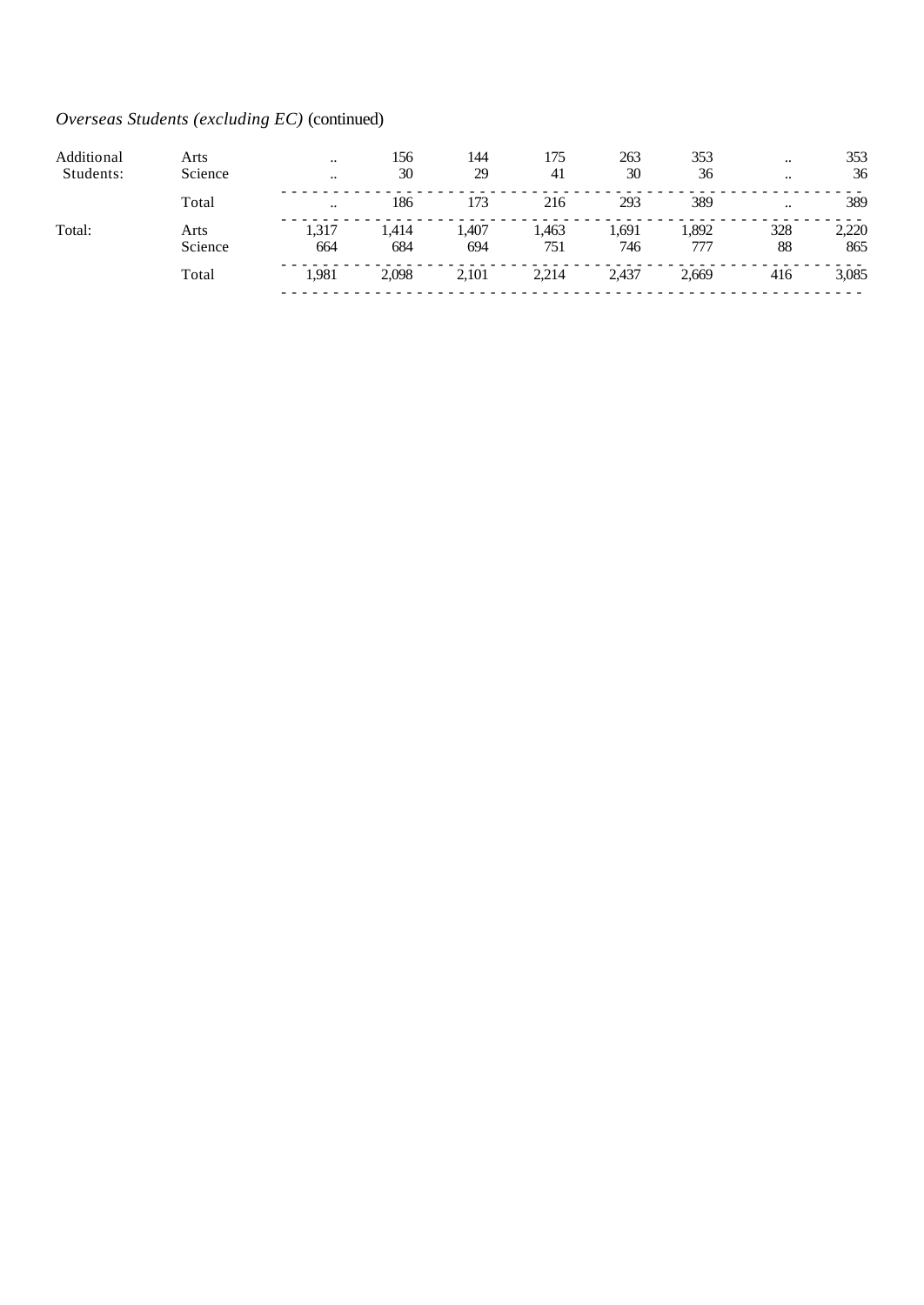*Overseas Students (excluding EC)* (continued)

| | | | | | | | | | |
|---|---|---|---|---|---|---|---|---|---|
| Additional Students: | Arts | .. | 156 | 144 | 175 | 263 | 353 | .. | 353 |
| | Science | .. | 30 | 29 | 41 | 30 | 36 | .. | 36 |
| | Total | .. | 186 | 173 | 216 | 293 | 389 | .. | 389 |
| Total: | Arts | 1,317 | 1,414 | 1,407 | 1,463 | 1,691 | 1,892 | 328 | 2,220 |
| | Science | 664 | 684 | 694 | 751 | 746 | 777 | 88 | 865 |
| | Total | 1,981 | 2,098 | 2,101 | 2,214 | 2,437 | 2,669 | 416 | 3,085 |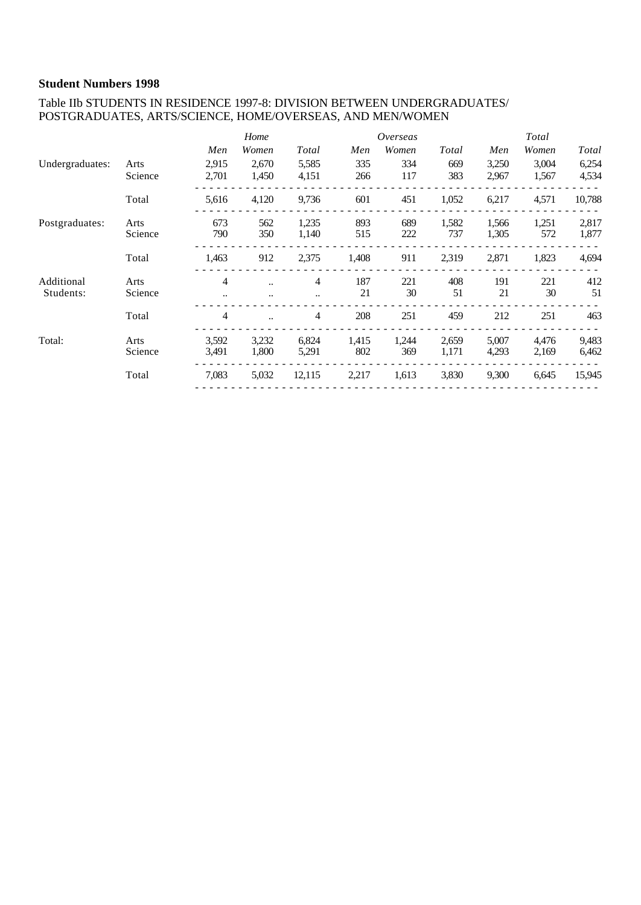**Student Numbers 1998**

Table IIb STUDENTS IN RESIDENCE 1997-8: DIVISION BETWEEN UNDERGRADUATES/ POSTGRADUATES, ARTS/SCIENCE, HOME/OVERSEAS, AND MEN/WOMEN

| | | *Home* | | | *Overseas* | | | *Total* | | |
|---|---|---|---|---|---|---|---|---|---|---|
| | | *Men* | *Women* | *Total* | *Men* | *Women* | *Total* | *Men* | *Women* | *Total* |
| Undergraduates: | Arts | 2,915 | 2,670 | 5,585 | 335 | 334 | 669 | 3,250 | 3,004 | 6,254 |
| | Science | 2,701 | 1,450 | 4,151 | 266 | 117 | 383 | 2,967 | 1,567 | 4,534 |
| | Total | 5,616 | 4,120 | 9,736 | 601 | 451 | 1,052 | 6,217 | 4,571 | 10,788 |
| Postgraduates: | Arts | 673 | 562 | 1,235 | 893 | 689 | 1,582 | 1,566 | 1,251 | 2,817 |
| | Science | 790 | 350 | 1,140 | 515 | 222 | 737 | 1,305 | 572 | 1,877 |
| | Total | 1,463 | 912 | 2,375 | 1,408 | 911 | 2,319 | 2,871 | 1,823 | 4,694 |
| Additional Students: | Arts | 4 | .. | 4 | 187 | 221 | 408 | 191 | 221 | 412 |
| | Science | .. | .. | .. | 21 | 30 | 51 | 21 | 30 | 51 |
| | Total | 4 | .. | 4 | 208 | 251 | 459 | 212 | 251 | 463 |
| Total: | Arts | 3,592 | 3,232 | 6,824 | 1,415 | 1,244 | 2,659 | 5,007 | 4,476 | 9,483 |
| | Science | 3,491 | 1,800 | 5,291 | 802 | 369 | 1,171 | 4,293 | 2,169 | 6,462 |
| | Total | 7,083 | 5,032 | 12,115 | 2,217 | 1,613 | 3,830 | 9,300 | 6,645 | 15,945 |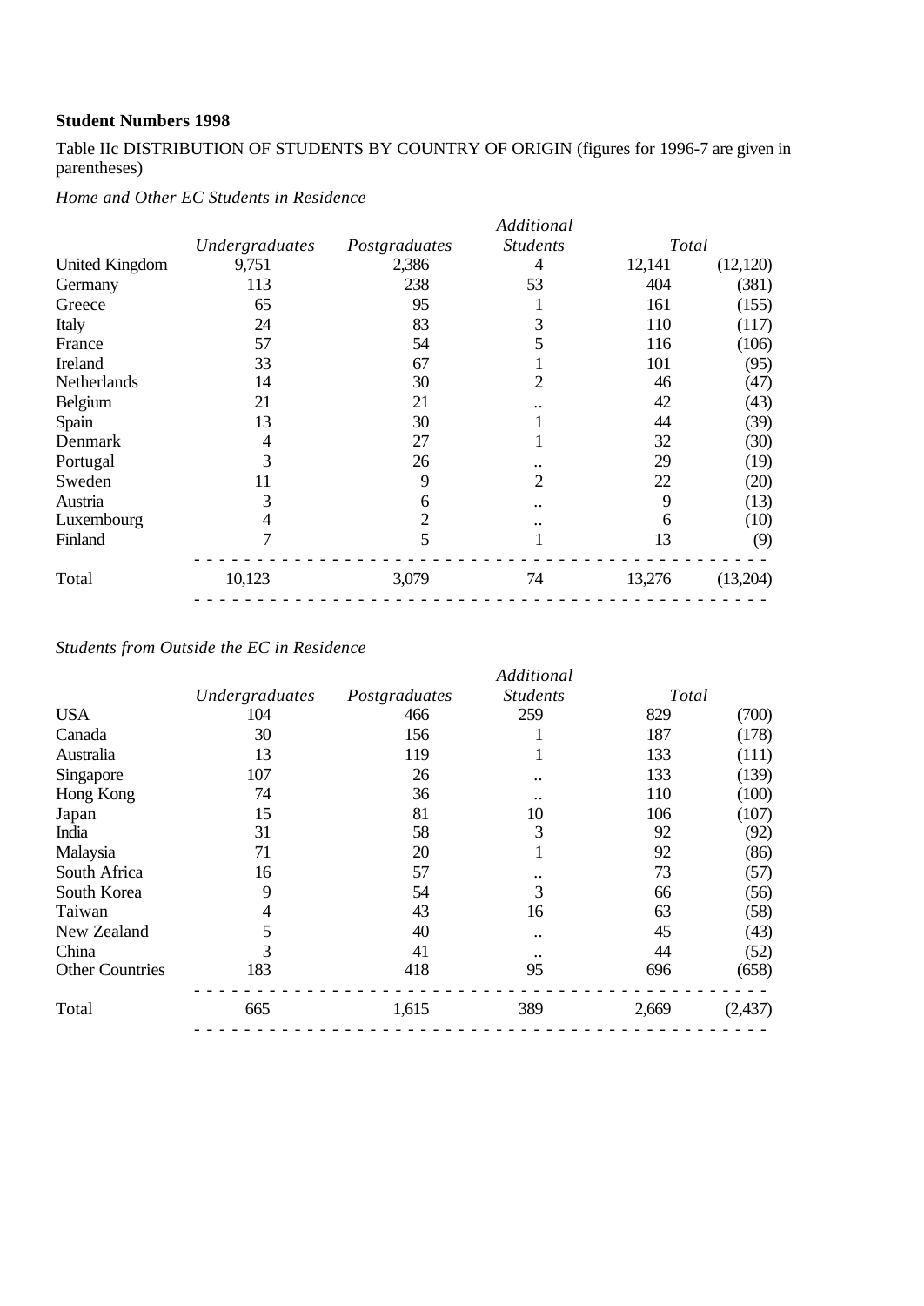**Student Numbers 1998**

Table IIc DISTRIBUTION OF STUDENTS BY COUNTRY OF ORIGIN (figures for 1996-7 are given in parentheses)

*Home and Other EC Students in Residence*

| | *Undergraduates* | *Postgraduates* | *Additional Students* | *Total* | |
|---|---|---|---|---|---|
| United Kingdom | 9,751 | 2,386 | 4 | 12,141 | (12,120) |
| Germany | 113 | 238 | 53 | 404 | (381) |
| Greece | 65 | 95 | 1 | 161 | (155) |
| Italy | 24 | 83 | 3 | 110 | (117) |
| France | 57 | 54 | 5 | 116 | (106) |
| Ireland | 33 | 67 | 1 | 101 | (95) |
| Netherlands | 14 | 30 | 2 | 46 | (47) |
| Belgium | 21 | 21 | .. | 42 | (43) |
| Spain | 13 | 30 | 1 | 44 | (39) |
| Denmark | 4 | 27 | 1 | 32 | (30) |
| Portugal | 3 | 26 | .. | 29 | (19) |
| Sweden | 11 | 9 | 2 | 22 | (20) |
| Austria | 3 | 6 | .. | 9 | (13) |
| Luxembourg | 4 | 2 | .. | 6 | (10) |
| Finland | 7 | 5 | 1 | 13 | (9) |
| Total | 10,123 | 3,079 | 74 | 13,276 | (13,204) |

*Students from Outside the EC in Residence*

| | *Undergraduates* | *Postgraduates* | *Additional Students* | *Total* | |
|---|---|---|---|---|---|
| USA | 104 | 466 | 259 | 829 | (700) |
| Canada | 30 | 156 | 1 | 187 | (178) |
| Australia | 13 | 119 | 1 | 133 | (111) |
| Singapore | 107 | 26 | .. | 133 | (139) |
| Hong Kong | 74 | 36 | .. | 110 | (100) |
| Japan | 15 | 81 | 10 | 106 | (107) |
| India | 31 | 58 | 3 | 92 | (92) |
| Malaysia | 71 | 20 | 1 | 92 | (86) |
| South Africa | 16 | 57 | .. | 73 | (57) |
| South Korea | 9 | 54 | 3 | 66 | (56) |
| Taiwan | 4 | 43 | 16 | 63 | (58) |
| New Zealand | 5 | 40 | .. | 45 | (43) |
| China | 3 | 41 | .. | 44 | (52) |
| Other Countries | 183 | 418 | 95 | 696 | (658) |
| Total | 665 | 1,615 | 389 | 2,669 | (2,437) |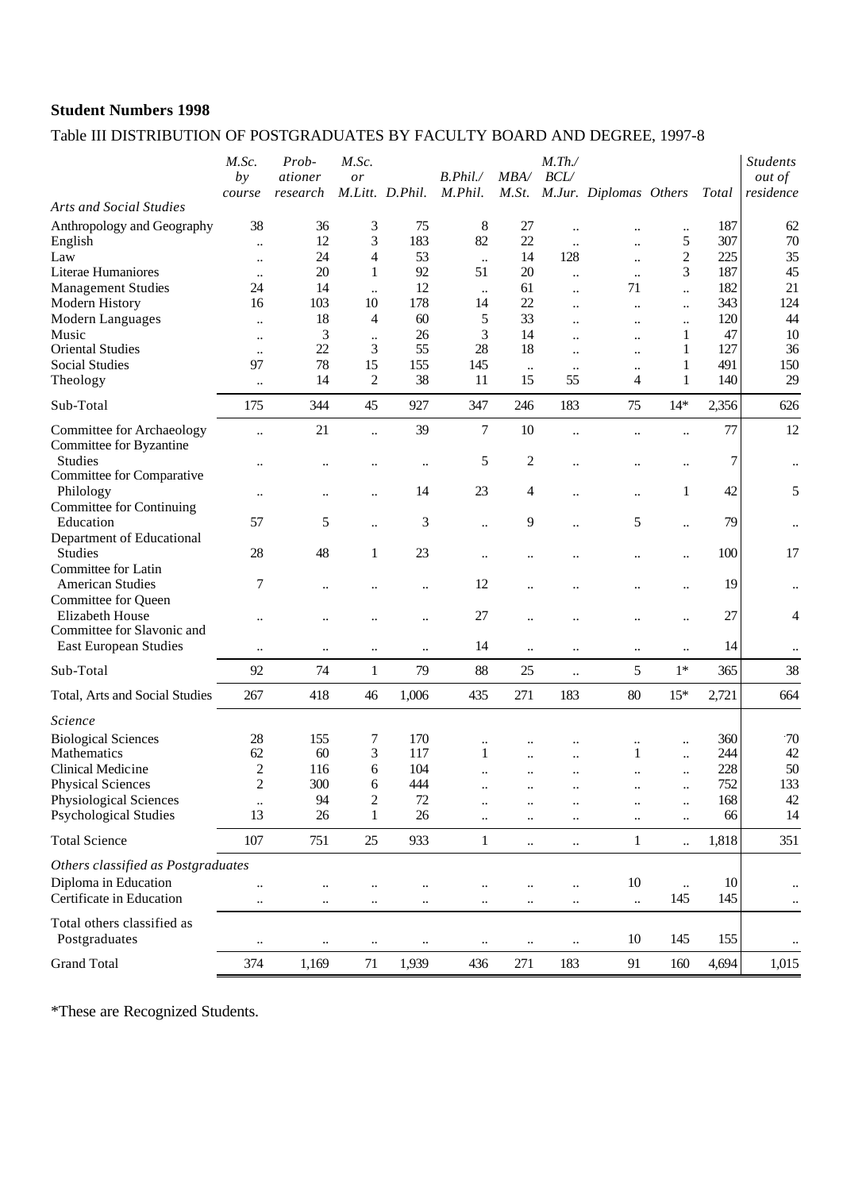**Student Numbers 1998**

Table III DISTRIBUTION OF POSTGRADUATES BY FACULTY BOARD AND DEGREE, 1997-8

| | *M.Sc. by course* | *Prob-ationer research* | *M.Sc. or M.Litt.* | *D.Phil.* | *B.Phil./ M.Phil.* | *MBA/ M.St.* | *M.Th./ BCL/ M.Jur.* | *Diplomas* | *Others* | *Total* | *Students out of residence* |
|---|---|---|---|---|---|---|---|---|---|---|---|
| *Arts and Social Studies* | | | | | | | | | | | |
| Anthropology and Geography | 38 | 36 | 3 | 75 | 8 | 27 | .. | .. | .. | 187 | 62 |
| English | .. | 12 | 3 | 183 | 82 | 22 | .. | .. | 5 | 307 | 70 |
| Law | .. | 24 | 4 | 53 | .. | 14 | 128 | .. | 2 | 225 | 35 |
| Literae Humaniores | .. | 20 | 1 | 92 | 51 | 20 | .. | .. | 3 | 187 | 45 |
| Management Studies | 24 | 14 | .. | 12 | .. | 61 | .. | 71 | .. | 182 | 21 |
| Modern History | 16 | 103 | 10 | 178 | 14 | 22 | .. | .. | .. | 343 | 124 |
| Modern Languages | .. | 18 | 4 | 60 | 5 | 33 | .. | .. | .. | 120 | 44 |
| Music | .. | 3 | .. | 26 | 3 | 14 | .. | .. | 1 | 47 | 10 |
| Oriental Studies | .. | 22 | 3 | 55 | 28 | 18 | .. | .. | 1 | 127 | 36 |
| Social Studies | 97 | 78 | 15 | 155 | 145 | .. | .. | .. | 1 | 491 | 150 |
| Theology | .. | 14 | 2 | 38 | 11 | 15 | 55 | 4 | 1 | 140 | 29 |
| Sub-Total | 175 | 344 | 45 | 927 | 347 | 246 | 183 | 75 | 14* | 2,356 | 626 |
| Committee for Archaeology | .. | 21 | .. | 39 | 7 | 10 | .. | .. | .. | 77 | 12 |
| Committee for Byzantine Studies | .. | .. | .. | .. | 5 | 2 | .. | .. | .. | 7 | .. |
| Committee for Comparative Philology | .. | .. | .. | 14 | 23 | 4 | .. | .. | 1 | 42 | 5 |
| Committee for Continuing Education | 57 | 5 | .. | 3 | .. | 9 | .. | 5 | .. | 79 | .. |
| Department of Educational Studies | 28 | 48 | 1 | 23 | .. | .. | .. | .. | .. | 100 | 17 |
| Committee for Latin American Studies | 7 | .. | .. | .. | 12 | .. | .. | .. | .. | 19 | .. |
| Committee for Queen Elizabeth House | .. | .. | .. | .. | 27 | .. | .. | .. | .. | 27 | 4 |
| Committee for Slavonic and East European Studies | .. | .. | .. | .. | 14 | .. | .. | .. | .. | 14 | .. |
| Sub-Total | 92 | 74 | 1 | 79 | 88 | 25 | .. | 5 | 1* | 365 | 38 |
| Total, Arts and Social Studies | 267 | 418 | 46 | 1,006 | 435 | 271 | 183 | 80 | 15* | 2,721 | 664 |
| *Science* | | | | | | | | | | | |
| Biological Sciences | 28 | 155 | 7 | 170 | .. | .. | .. | .. | .. | 360 | 70 |
| Mathematics | 62 | 60 | 3 | 117 | 1 | .. | .. | 1 | .. | 244 | 42 |
| Clinical Medicine | 2 | 116 | 6 | 104 | .. | .. | .. | .. | .. | 228 | 50 |
| Physical Sciences | 2 | 300 | 6 | 444 | .. | .. | .. | .. | .. | 752 | 133 |
| Physiological Sciences | .. | 94 | 2 | 72 | .. | .. | .. | .. | .. | 168 | 42 |
| Psychological Studies | 13 | 26 | 1 | 26 | .. | .. | .. | .. | .. | 66 | 14 |
| Total Science | 107 | 751 | 25 | 933 | 1 | .. | .. | 1 | .. | 1,818 | 351 |
| *Others classified as Postgraduates* | | | | | | | | | | | |
| Diploma in Education | .. | .. | .. | .. | .. | .. | .. | 10 | .. | 10 | .. |
| Certificate in Education | .. | .. | .. | .. | .. | .. | .. | .. | 145 | 145 | .. |
| Total others classified as Postgraduates | .. | .. | .. | .. | .. | .. | .. | 10 | 145 | 155 | .. |
| Grand Total | 374 | 1,169 | 71 | 1,939 | 436 | 271 | 183 | 91 | 160 | 4,694 | 1,015 |

*These are Recognized Students.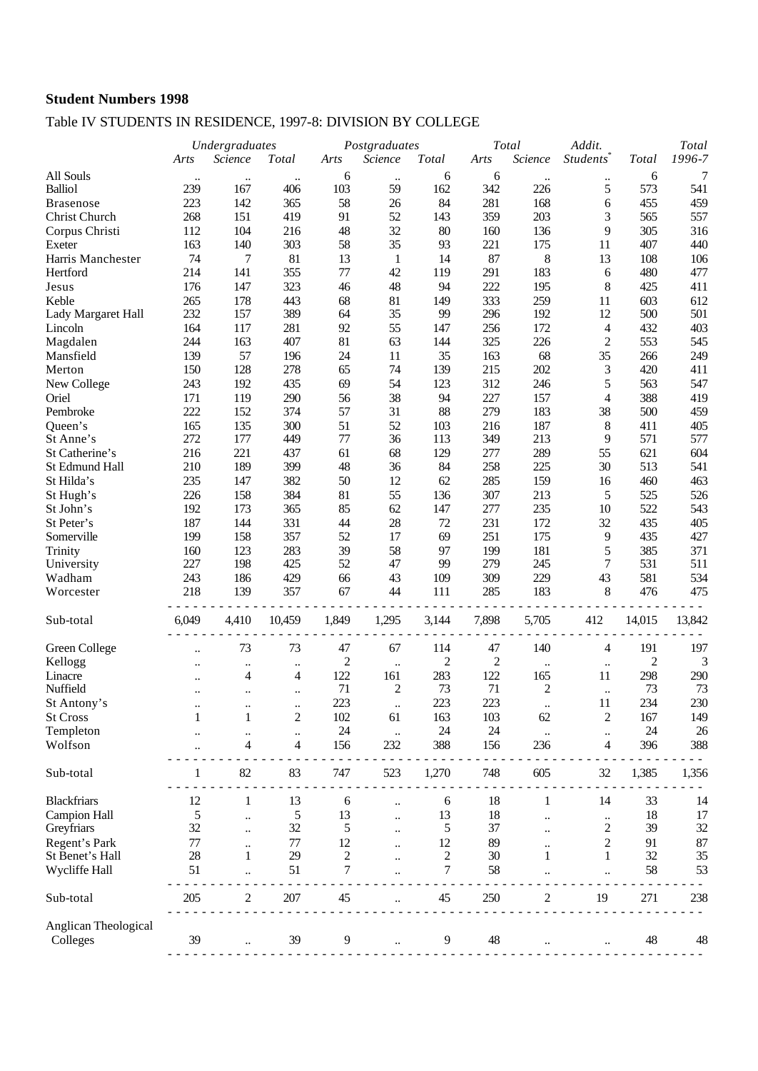**Student Numbers 1998**

Table IV STUDENTS IN RESIDENCE, 1997-8: DIVISION BY COLLEGE

| | *Undergraduates* | | | *Postgraduates* | | | *Total* | | *Addit.* | | *Total* |
|---|---|---|---|---|---|---|---|---|---|---|---|
| | *Arts* | *Science* | *Total* | *Arts* | *Science* | *Total* | *Arts* | *Science* | *Students*[*] | *Total* | *1996-7* |
| All Souls | .. | .. | .. | 6 | .. | 6 | 6 | .. | .. | 6 | 7 |
| Balliol | 239 | 167 | 406 | 103 | 59 | 162 | 342 | 226 | 5 | 573 | 541 |
| Brasenose | 223 | 142 | 365 | 58 | 26 | 84 | 281 | 168 | 6 | 455 | 459 |
| Christ Church | 268 | 151 | 419 | 91 | 52 | 143 | 359 | 203 | 3 | 565 | 557 |
| Corpus Christi | 112 | 104 | 216 | 48 | 32 | 80 | 160 | 136 | 9 | 305 | 316 |
| Exeter | 163 | 140 | 303 | 58 | 35 | 93 | 221 | 175 | 11 | 407 | 440 |
| Harris Manchester | 74 | 7 | 81 | 13 | 1 | 14 | 87 | 8 | 13 | 108 | 106 |
| Hertford | 214 | 141 | 355 | 77 | 42 | 119 | 291 | 183 | 6 | 480 | 477 |
| Jesus | 176 | 147 | 323 | 46 | 48 | 94 | 222 | 195 | 8 | 425 | 411 |
| Keble | 265 | 178 | 443 | 68 | 81 | 149 | 333 | 259 | 11 | 603 | 612 |
| Lady Margaret Hall | 232 | 157 | 389 | 64 | 35 | 99 | 296 | 192 | 12 | 500 | 501 |
| Lincoln | 164 | 117 | 281 | 92 | 55 | 147 | 256 | 172 | 4 | 432 | 403 |
| Magdalen | 244 | 163 | 407 | 81 | 63 | 144 | 325 | 226 | 2 | 553 | 545 |
| Mansfield | 139 | 57 | 196 | 24 | 11 | 35 | 163 | 68 | 35 | 266 | 249 |
| Merton | 150 | 128 | 278 | 65 | 74 | 139 | 215 | 202 | 3 | 420 | 411 |
| New College | 243 | 192 | 435 | 69 | 54 | 123 | 312 | 246 | 5 | 563 | 547 |
| Oriel | 171 | 119 | 290 | 56 | 38 | 94 | 227 | 157 | 4 | 388 | 419 |
| Pembroke | 222 | 152 | 374 | 57 | 31 | 88 | 279 | 183 | 38 | 500 | 459 |
| Queen's | 165 | 135 | 300 | 51 | 52 | 103 | 216 | 187 | 8 | 411 | 405 |
| St Anne's | 272 | 177 | 449 | 77 | 36 | 113 | 349 | 213 | 9 | 571 | 577 |
| St Catherine's | 216 | 221 | 437 | 61 | 68 | 129 | 277 | 289 | 55 | 621 | 604 |
| St Edmund Hall | 210 | 189 | 399 | 48 | 36 | 84 | 258 | 225 | 30 | 513 | 541 |
| St Hilda's | 235 | 147 | 382 | 50 | 12 | 62 | 285 | 159 | 16 | 460 | 463 |
| St Hugh's | 226 | 158 | 384 | 81 | 55 | 136 | 307 | 213 | 5 | 525 | 526 |
| St John's | 192 | 173 | 365 | 85 | 62 | 147 | 277 | 235 | 10 | 522 | 543 |
| St Peter's | 187 | 144 | 331 | 44 | 28 | 72 | 231 | 172 | 32 | 435 | 405 |
| Somerville | 199 | 158 | 357 | 52 | 17 | 69 | 251 | 175 | 9 | 435 | 427 |
| Trinity | 160 | 123 | 283 | 39 | 58 | 97 | 199 | 181 | 5 | 385 | 371 |
| University | 227 | 198 | 425 | 52 | 47 | 99 | 279 | 245 | 7 | 531 | 511 |
| Wadham | 243 | 186 | 429 | 66 | 43 | 109 | 309 | 229 | 43 | 581 | 534 |
| Worcester | 218 | 139 | 357 | 67 | 44 | 111 | 285 | 183 | 8 | 476 | 475 |
| Sub-total | 6,049 | 4,410 | 10,459 | 1,849 | 1,295 | 3,144 | 7,898 | 5,705 | 412 | 14,015 | 13,842 |
| Green College | .. | 73 | 73 | 47 | 67 | 114 | 47 | 140 | 4 | 191 | 197 |
| Kellogg | .. | .. | .. | 2 | .. | 2 | 2 | .. | .. | 2 | 3 |
| Linacre | .. | 4 | 4 | 122 | 161 | 283 | 122 | 165 | 11 | 298 | 290 |
| Nuffield | .. | .. | .. | 71 | 2 | 73 | 71 | 2 | .. | 73 | 73 |
| St Antony's | .. | .. | .. | 223 | .. | 223 | 223 | .. | 11 | 234 | 230 |
| St Cross | 1 | 1 | 2 | 102 | 61 | 163 | 103 | 62 | 2 | 167 | 149 |
| Templeton | .. | .. | .. | 24 | .. | 24 | 24 | .. | .. | 24 | 26 |
| Wolfson | .. | 4 | 4 | 156 | 232 | 388 | 156 | 236 | 4 | 396 | 388 |
| Sub-total | 1 | 82 | 83 | 747 | 523 | 1,270 | 748 | 605 | 32 | 1,385 | 1,356 |
| Blackfriars | 12 | 1 | 13 | 6 | .. | 6 | 18 | 1 | 14 | 33 | 14 |
| Campion Hall | 5 | .. | 5 | 13 | .. | 13 | 18 | .. | .. | 18 | 17 |
| Greyfriars | 32 | .. | 32 | 5 | .. | 5 | 37 | .. | 2 | 39 | 32 |
| Regent's Park | 77 | .. | 77 | 12 | .. | 12 | 89 | .. | 2 | 91 | 87 |
| St Benet's Hall | 28 | 1 | 29 | 2 | .. | 2 | 30 | 1 | 1 | 32 | 35 |
| Wycliffe Hall | 51 | .. | 51 | 7 | .. | 7 | 58 | .. | .. | 58 | 53 |
| Sub-total | 205 | 2 | 207 | 45 | .. | 45 | 250 | 2 | 19 | 271 | 238 |
| Anglican Theological Colleges | 39 | .. | 39 | 9 | .. | 9 | 48 | .. | .. | 48 | 48 |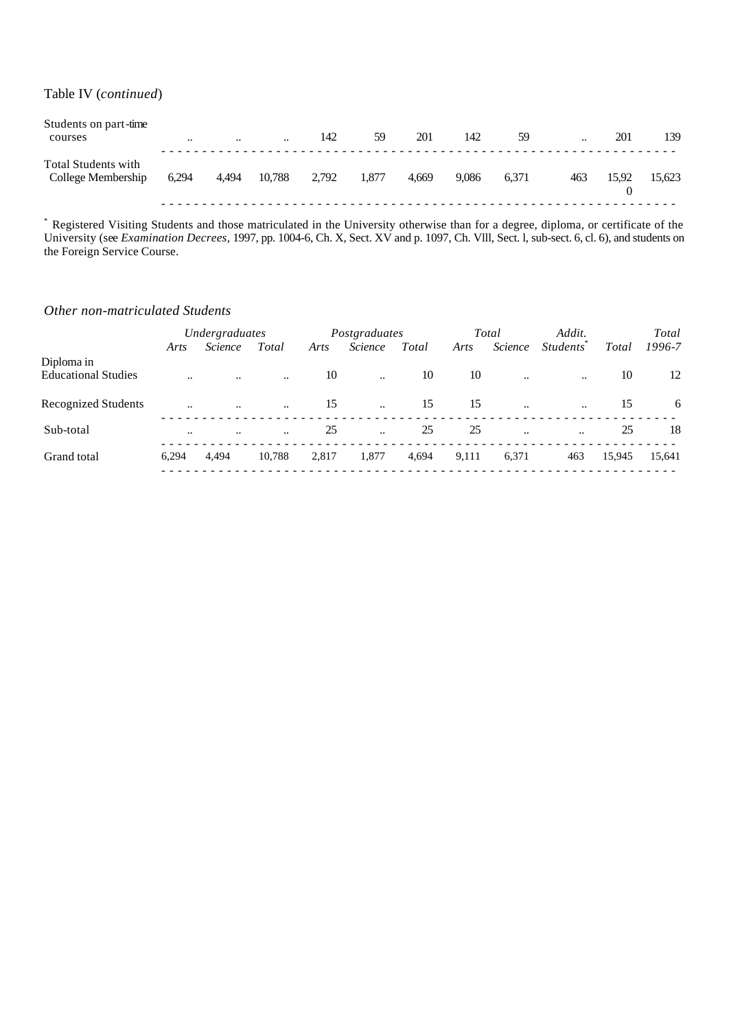Table IV (*continued*)

| | | | | | | | | | | | |
|---|---|---|---|---|---|---|---|---|---|---|---|
| Students on part-time courses | .. | .. | .. | 142 | 59 | 201 | 142 | 59 | .. | 201 | 139 |
| Total Students with College Membership | 6,294 | 4,494 | 10,788 | 2,792 | 1,877 | 4,669 | 9,086 | 6,371 | 463 | 15,920 | 15,623 |

[*] Registered Visiting Students and those matriculated in the University otherwise than for a degree, diploma, or certificate of the University (see *Examination Decrees*, 1997, pp. 1004-6, Ch. X, Sect. XV and p. 1097, Ch. VIII, Sect. I, sub-sect. 6, cl. 6), and students on the Foreign Service Course.

*Other non-matriculated Students*

| | *Undergraduates* | | | *Postgraduates* | | | *Total* | | *Addit.* | | *Total* |
|---|---|---|---|---|---|---|---|---|---|---|---|
| | *Arts* | *Science* | *Total* | *Arts* | *Science* | *Total* | *Arts* | *Science* | *Students*[*] | *Total* | *1996-7* |
| Diploma in Educational Studies | .. | .. | .. | 10 | .. | 10 | 10 | .. | .. | 10 | 12 |
| Recognized Students | .. | .. | .. | 15 | .. | 15 | 15 | .. | .. | 15 | 6 |
| Sub-total | .. | .. | .. | 25 | .. | 25 | 25 | .. | .. | 25 | 18 |
| Grand total | 6,294 | 4,494 | 10,788 | 2,817 | 1,877 | 4,694 | 9,111 | 6,371 | 463 | 15,945 | 15,641 |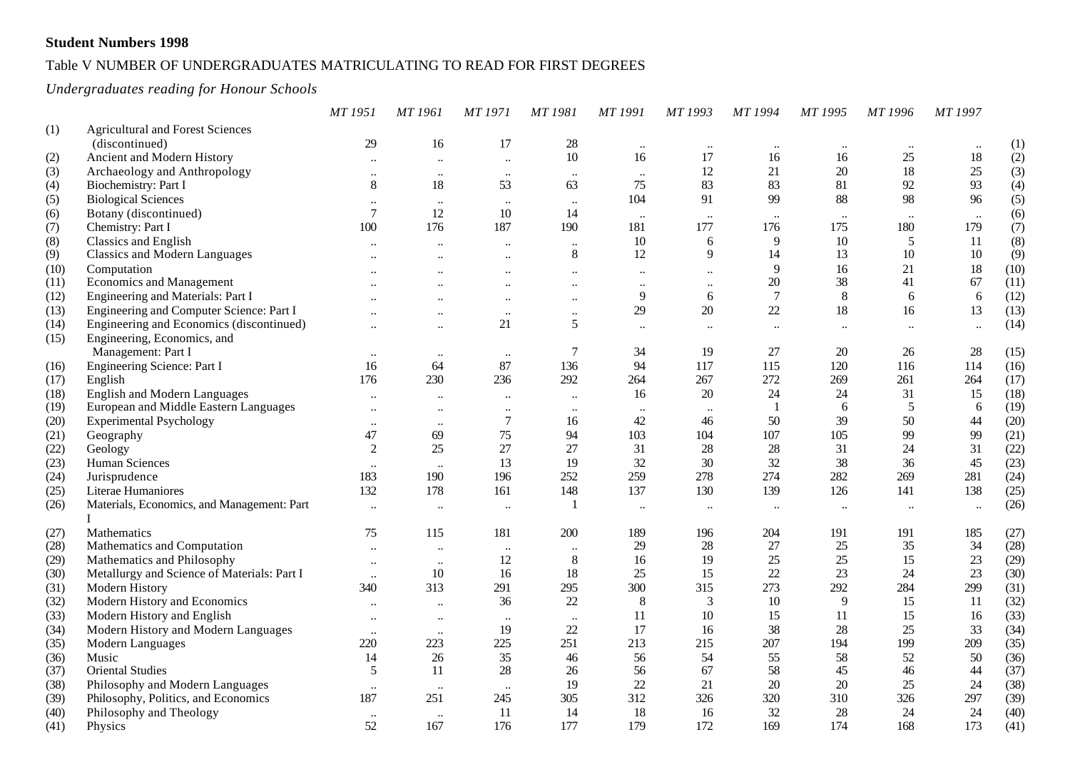**Student Numbers 1998**

Table V NUMBER OF UNDERGRADUATES MATRICULATING TO READ FOR FIRST DEGREES

*Undergraduates reading for Honour Schools*

| | | *MT 1951* | *MT 1961* | *MT 1971* | *MT 1981* | *MT 1991* | *MT 1993* | *MT 1994* | *MT 1995* | *MT 1996* | *MT 1997* | |
|---|---|---|---|---|---|---|---|---|---|---|---|---|
| (1) | Agricultural and Forest Sciences (discontinued) | 29 | 16 | 17 | 28 | .. | .. | .. | .. | .. | .. | (1) |
| (2) | Ancient and Modern History | .. | .. | .. | 10 | 16 | 17 | 16 | 16 | 25 | 18 | (2) |
| (3) | Archaeology and Anthropology | .. | .. | .. | .. | .. | 12 | 21 | 20 | 18 | 25 | (3) |
| (4) | Biochemistry: Part I | 8 | 18 | 53 | 63 | 75 | 83 | 83 | 81 | 92 | 93 | (4) |
| (5) | Biological Sciences | .. | .. | .. | .. | 104 | 91 | 99 | 88 | 98 | 96 | (5) |
| (6) | Botany (discontinued) | 7 | 12 | 10 | 14 | .. | .. | .. | .. | .. | .. | (6) |
| (7) | Chemistry: Part I | 100 | 176 | 187 | 190 | 181 | 177 | 176 | 175 | 180 | 179 | (7) |
| (8) | Classics and English | .. | .. | .. | .. | 10 | 6 | 9 | 10 | 5 | 11 | (8) |
| (9) | Classics and Modern Languages | .. | .. | .. | 8 | 12 | 9 | 14 | 13 | 10 | 10 | (9) |
| (10) | Computation | .. | .. | .. | .. | .. | .. | 9 | 16 | 21 | 18 | (10) |
| (11) | Economics and Management | .. | .. | .. | .. | .. | .. | 20 | 38 | 41 | 67 | (11) |
| (12) | Engineering and Materials: Part I | .. | .. | .. | .. | 9 | 6 | 7 | 8 | 6 | 6 | (12) |
| (13) | Engineering and Computer Science: Part I | .. | .. | .. | .. | 29 | 20 | 22 | 18 | 16 | 13 | (13) |
| (14) | Engineering and Economics (discontinued) | .. | .. | 21 | 5 | .. | .. | .. | .. | .. | .. | (14) |
| (15) | Engineering, Economics, and Management: Part I | .. | .. | .. | 7 | 34 | 19 | 27 | 20 | 26 | 28 | (15) |
| (16) | Engineering Science: Part I | 16 | 64 | 87 | 136 | 94 | 117 | 115 | 120 | 116 | 114 | (16) |
| (17) | English | 176 | 230 | 236 | 292 | 264 | 267 | 272 | 269 | 261 | 264 | (17) |
| (18) | English and Modern Languages | .. | .. | .. | .. | 16 | 20 | 24 | 24 | 31 | 15 | (18) |
| (19) | European and Middle Eastern Languages | .. | .. | .. | .. | .. | .. | 1 | 6 | 5 | 6 | (19) |
| (20) | Experimental Psychology | .. | .. | 7 | 16 | 42 | 46 | 50 | 39 | 50 | 44 | (20) |
| (21) | Geography | 47 | 69 | 75 | 94 | 103 | 104 | 107 | 105 | 99 | 99 | (21) |
| (22) | Geology | 2 | 25 | 27 | 27 | 31 | 28 | 28 | 31 | 24 | 31 | (22) |
| (23) | Human Sciences | .. | .. | 13 | 19 | 32 | 30 | 32 | 38 | 36 | 45 | (23) |
| (24) | Jurisprudence | 183 | 190 | 196 | 252 | 259 | 278 | 274 | 282 | 269 | 281 | (24) |
| (25) | Literae Humaniores | 132 | 178 | 161 | 148 | 137 | 130 | 139 | 126 | 141 | 138 | (25) |
| (26) | Materials, Economics, and Management: Part I | .. | .. | .. | 1 | .. | .. | .. | .. | .. | .. | (26) |
| (27) | Mathematics | 75 | 115 | 181 | 200 | 189 | 196 | 204 | 191 | 191 | 185 | (27) |
| (28) | Mathematics and Computation | .. | .. | .. | .. | 29 | 28 | 27 | 25 | 35 | 34 | (28) |
| (29) | Mathematics and Philosophy | .. | .. | 12 | 8 | 16 | 19 | 25 | 25 | 15 | 23 | (29) |
| (30) | Metallurgy and Science of Materials: Part I | .. | 10 | 16 | 18 | 25 | 15 | 22 | 23 | 24 | 23 | (30) |
| (31) | Modern History | 340 | 313 | 291 | 295 | 300 | 315 | 273 | 292 | 284 | 299 | (31) |
| (32) | Modern History and Economics | .. | .. | 36 | 22 | 8 | 3 | 10 | 9 | 15 | 11 | (32) |
| (33) | Modern History and English | .. | .. | .. | .. | 11 | 10 | 15 | 11 | 15 | 16 | (33) |
| (34) | Modern History and Modern Languages | .. | .. | 19 | 22 | 17 | 16 | 38 | 28 | 25 | 33 | (34) |
| (35) | Modern Languages | 220 | 223 | 225 | 251 | 213 | 215 | 207 | 194 | 199 | 209 | (35) |
| (36) | Music | 14 | 26 | 35 | 46 | 56 | 54 | 55 | 58 | 52 | 50 | (36) |
| (37) | Oriental Studies | 5 | 11 | 28 | 26 | 56 | 67 | 58 | 45 | 46 | 44 | (37) |
| (38) | Philosophy and Modern Languages | .. | .. | .. | 19 | 22 | 21 | 20 | 20 | 25 | 24 | (38) |
| (39) | Philosophy, Politics, and Economics | 187 | 251 | 245 | 305 | 312 | 326 | 320 | 310 | 326 | 297 | (39) |
| (40) | Philosophy and Theology | .. | .. | 11 | 14 | 18 | 16 | 32 | 28 | 24 | 24 | (40) |
| (41) | Physics | 52 | 167 | 176 | 177 | 179 | 172 | 169 | 174 | 168 | 173 | (41) |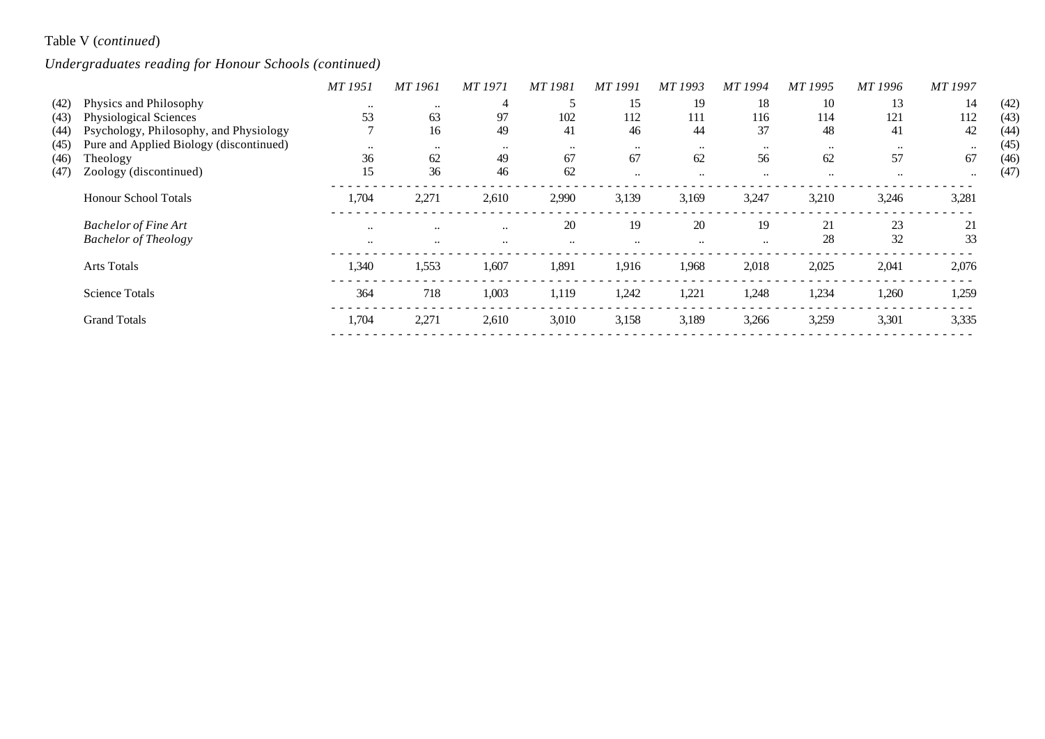Table V (*continued*)

*Undergraduates reading for Honour Schools (continued)*

| | | *MT 1951* | *MT 1961* | *MT 1971* | *MT 1981* | *MT 1991* | *MT 1993* | *MT 1994* | *MT 1995* | *MT 1996* | *MT 1997* | |
|---|---|---|---|---|---|---|---|---|---|---|---|---|
| (42) | Physics and Philosophy | .. | .. | 4 | 5 | 15 | 19 | 18 | 10 | 13 | 14 | (42) |
| (43) | Physiological Sciences | 53 | 63 | 97 | 102 | 112 | 111 | 116 | 114 | 121 | 112 | (43) |
| (44) | Psychology, Philosophy, and Physiology | 7 | 16 | 49 | 41 | 46 | 44 | 37 | 48 | 41 | 42 | (44) |
| (45) | Pure and Applied Biology (discontinued) | .. | .. | .. | .. | .. | .. | .. | .. | .. | .. | (45) |
| (46) | Theology | 36 | 62 | 49 | 67 | 67 | 62 | 56 | 62 | 57 | 67 | (46) |
| (47) | Zoology (discontinued) | 15 | 36 | 46 | 62 | .. | .. | .. | .. | .. | .. | (47) |
| | Honour School Totals | 1,704 | 2,271 | 2,610 | 2,990 | 3,139 | 3,169 | 3,247 | 3,210 | 3,246 | 3,281 | |
| | *Bachelor of Fine Art* | .. | .. | .. | 20 | 19 | 20 | 19 | 21 | 23 | 21 | |
| | *Bachelor of Theology* | .. | .. | .. | .. | .. | .. | .. | 28 | 32 | 33 | |
| | Arts Totals | 1,340 | 1,553 | 1,607 | 1,891 | 1,916 | 1,968 | 2,018 | 2,025 | 2,041 | 2,076 | |
| | Science Totals | 364 | 718 | 1,003 | 1,119 | 1,242 | 1,221 | 1,248 | 1,234 | 1,260 | 1,259 | |
| | Grand Totals | 1,704 | 2,271 | 2,610 | 3,010 | 3,158 | 3,189 | 3,266 | 3,259 | 3,301 | 3,335 | |